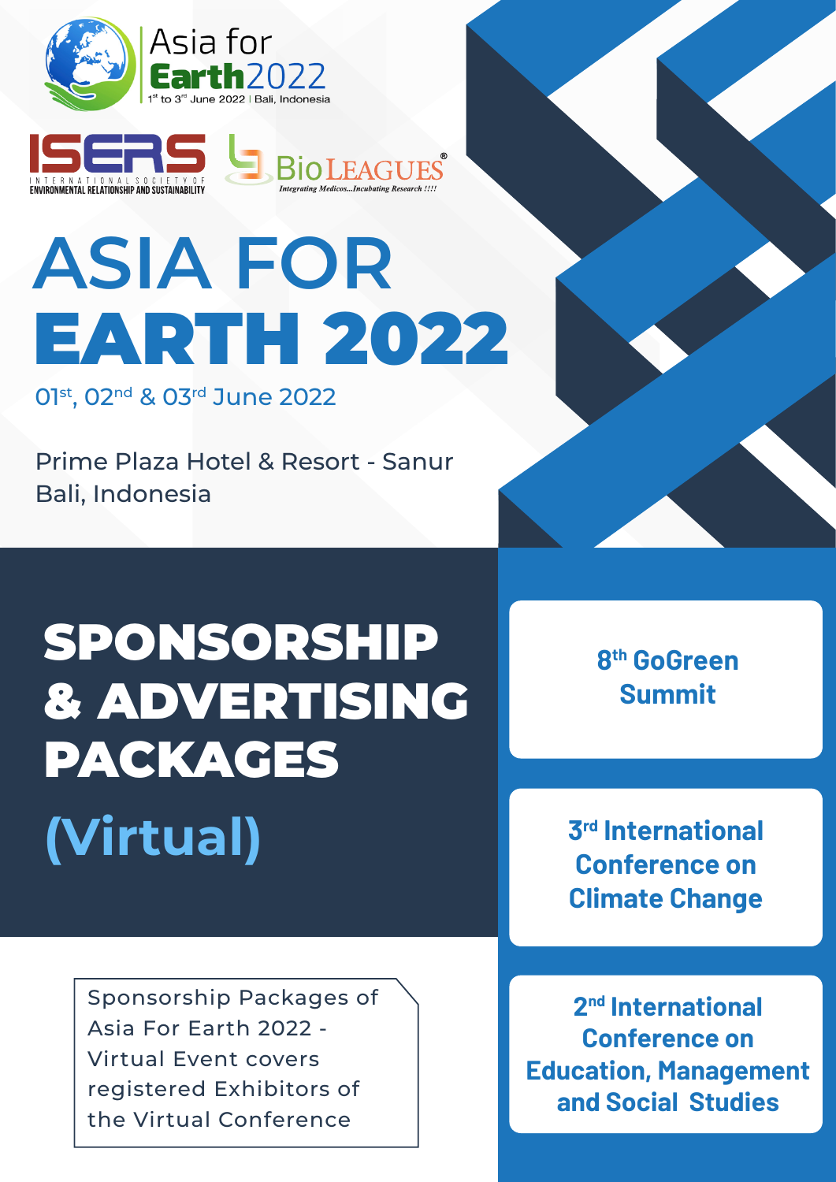Asia for **Earth**2022

1st to 3rd June 2022 | Bali, Indonesia

ISERS – INTERNATIONAL SOCIETY OF ENVIRONMENTAL RELATIONSHIP AND SUSTAINABILITY

BioLEAGUES® *Integrating Medicos...Incubating Research !!!!*

# ASIA FOR **EARTH 2022**

01st, 02nd & 03rd June 2022

Prime Plaza Hotel & Resort - Sanur
Bali, Indonesia

# SPONSORSHIP & ADVERTISING PACKAGES

## (Virtual)

**8th GoGreen Summit**

**3rd International Conference on Climate Change**

**2nd International Conference on Education, Management and Social Studies**

Sponsorship Packages of Asia For Earth 2022 - Virtual Event covers registered Exhibitors of the Virtual Conference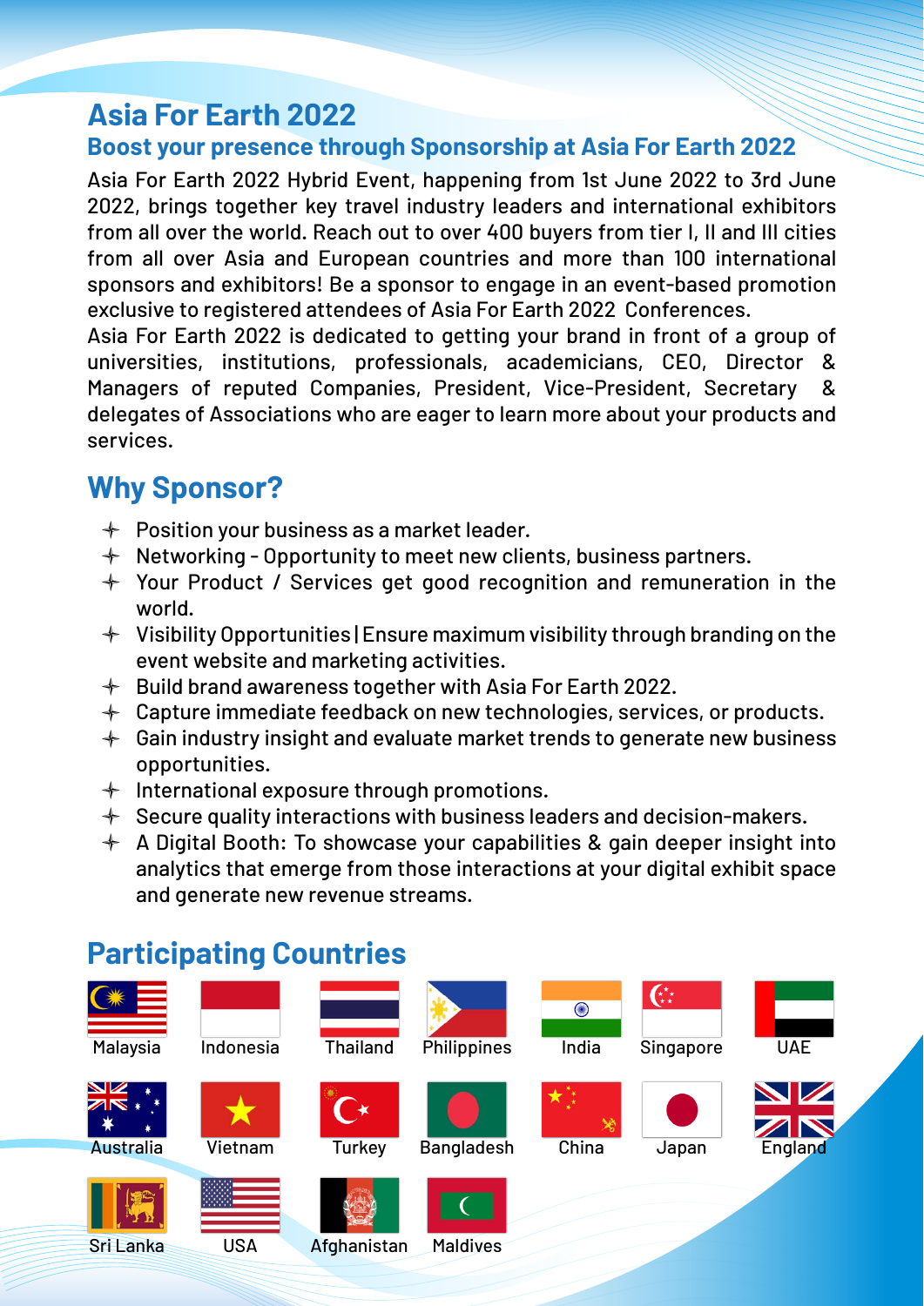# Asia For Earth 2022

## Boost your presence through Sponsorship at Asia For Earth 2022

Asia For Earth 2022 Hybrid Event, happening from 1st June 2022 to 3rd June 2022, brings together key travel industry leaders and international exhibitors from all over the world. Reach out to over 400 buyers from tier I, II and III cities from all over Asia and European countries and more than 100 international sponsors and exhibitors! Be a sponsor to engage in an event-based promotion exclusive to registered attendees of Asia For Earth 2022 Conferences.

Asia For Earth 2022 is dedicated to getting your brand in front of a group of universities, institutions, professionals, academicians, CEO, Director & Managers of reputed Companies, President, Vice-President, Secretary & delegates of Associations who are eager to learn more about your products and services.

## Why Sponsor?

- Position your business as a market leader.
- Networking - Opportunity to meet new clients, business partners.
- Your Product / Services get good recognition and remuneration in the world.
- Visibility Opportunities | Ensure maximum visibility through branding on the event website and marketing activities.
- Build brand awareness together with Asia For Earth 2022.
- Capture immediate feedback on new technologies, services, or products.
- Gain industry insight and evaluate market trends to generate new business opportunities.
- International exposure through promotions.
- Secure quality interactions with business leaders and decision-makers.
- A Digital Booth: To showcase your capabilities & gain deeper insight into analytics that emerge from those interactions at your digital exhibit space and generate new revenue streams.

## Participating Countries

Malaysia, Indonesia, Thailand, Philippines, India, Singapore, UAE

Australia, Vietnam, Turkey, Bangladesh, China, Japan, England

Sri Lanka, USA, Afghanistan, Maldives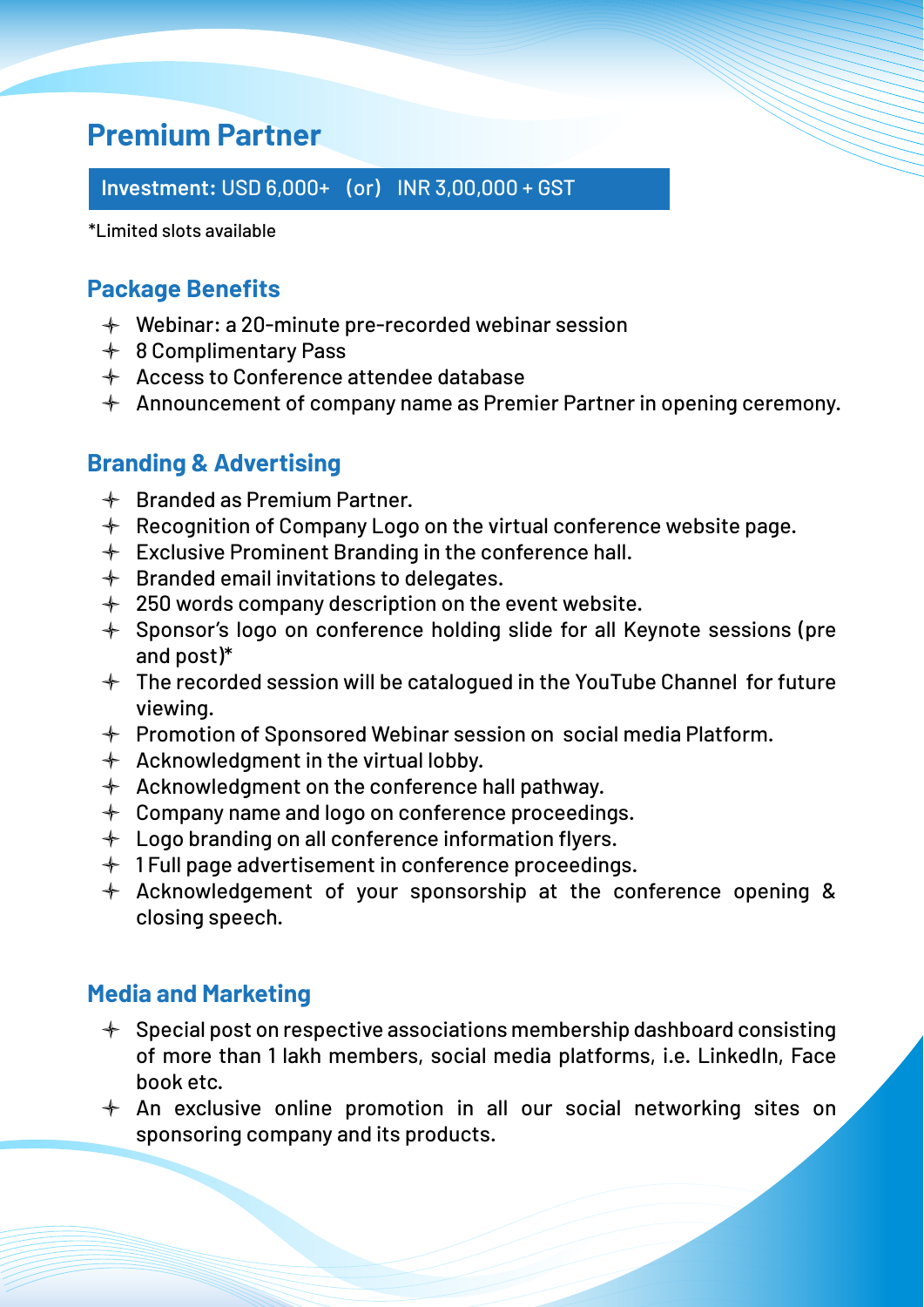# Premium Partner

**Investment:** USD 6,000+ (or) INR 3,00,000 + GST

*Limited slots available

## Package Benefits

- Webinar: a 20-minute pre-recorded webinar session
- 8 Complimentary Pass
- Access to Conference attendee database
- Announcement of company name as Premier Partner in opening ceremony.

## Branding & Advertising

- Branded as Premium Partner.
- Recognition of Company Logo on the virtual conference website page.
- Exclusive Prominent Branding in the conference hall.
- Branded email invitations to delegates.
- 250 words company description on the event website.
- Sponsor's logo on conference holding slide for all Keynote sessions (pre and post)*
- The recorded session will be catalogued in the YouTube Channel for future viewing.
- Promotion of Sponsored Webinar session on social media Platform.
- Acknowledgment in the virtual lobby.
- Acknowledgment on the conference hall pathway.
- Company name and logo on conference proceedings.
- Logo branding on all conference information flyers.
- 1 Full page advertisement in conference proceedings.
- Acknowledgement of your sponsorship at the conference opening & closing speech.

## Media and Marketing

- Special post on respective associations membership dashboard consisting of more than 1 lakh members, social media platforms, i.e. LinkedIn, Face book etc.
- An exclusive online promotion in all our social networking sites on sponsoring company and its products.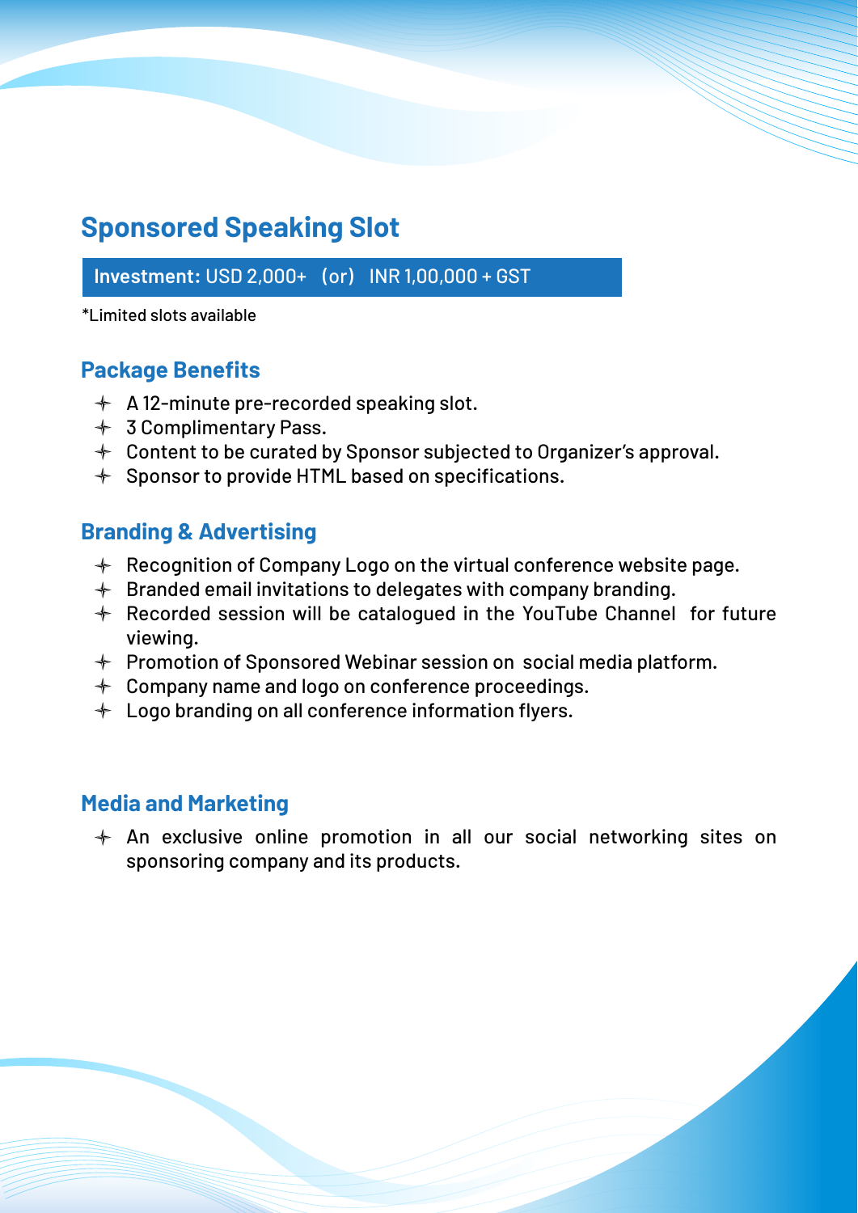## Sponsored Speaking Slot

**Investment:** USD 2,000+ (or) INR 1,00,000 + GST

*Limited slots available

### Package Benefits

- A 12-minute pre-recorded speaking slot.
- 3 Complimentary Pass.
- Content to be curated by Sponsor subjected to Organizer's approval.
- Sponsor to provide HTML based on specifications.

### Branding & Advertising

- Recognition of Company Logo on the virtual conference website page.
- Branded email invitations to delegates with company branding.
- Recorded session will be catalogued in the YouTube Channel for future viewing.
- Promotion of Sponsored Webinar session on social media platform.
- Company name and logo on conference proceedings.
- Logo branding on all conference information flyers.

### Media and Marketing

- An exclusive online promotion in all our social networking sites on sponsoring company and its products.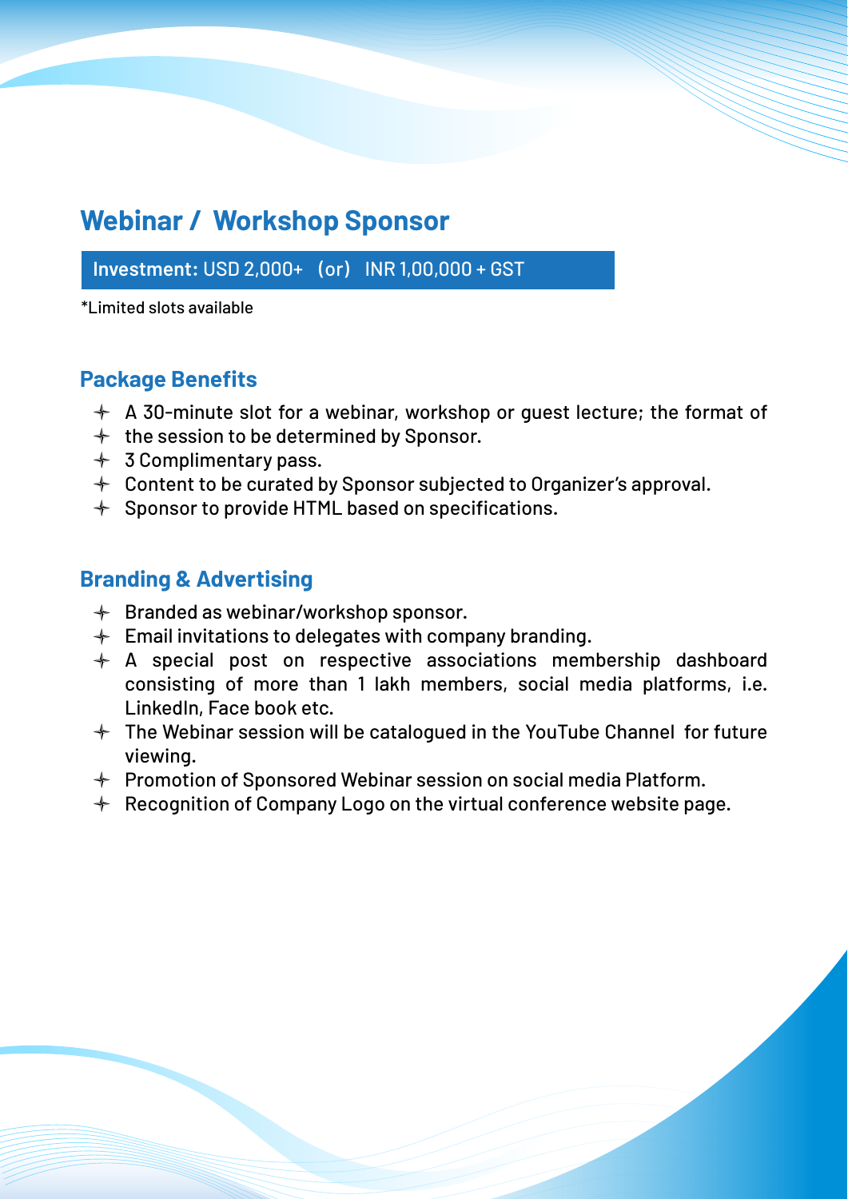## Webinar / Workshop Sponsor

**Investment:** USD 2,000+ (or) INR 1,00,000 + GST

*Limited slots available

### Package Benefits

- A 30-minute slot for a webinar, workshop or guest lecture; the format of
- the session to be determined by Sponsor.
- 3 Complimentary pass.
- Content to be curated by Sponsor subjected to Organizer's approval.
- Sponsor to provide HTML based on specifications.

### Branding & Advertising

- Branded as webinar/workshop sponsor.
- Email invitations to delegates with company branding.
- A special post on respective associations membership dashboard consisting of more than 1 lakh members, social media platforms, i.e. LinkedIn, Face book etc.
- The Webinar session will be catalogued in the YouTube Channel for future viewing.
- Promotion of Sponsored Webinar session on social media Platform.
- Recognition of Company Logo on the virtual conference website page.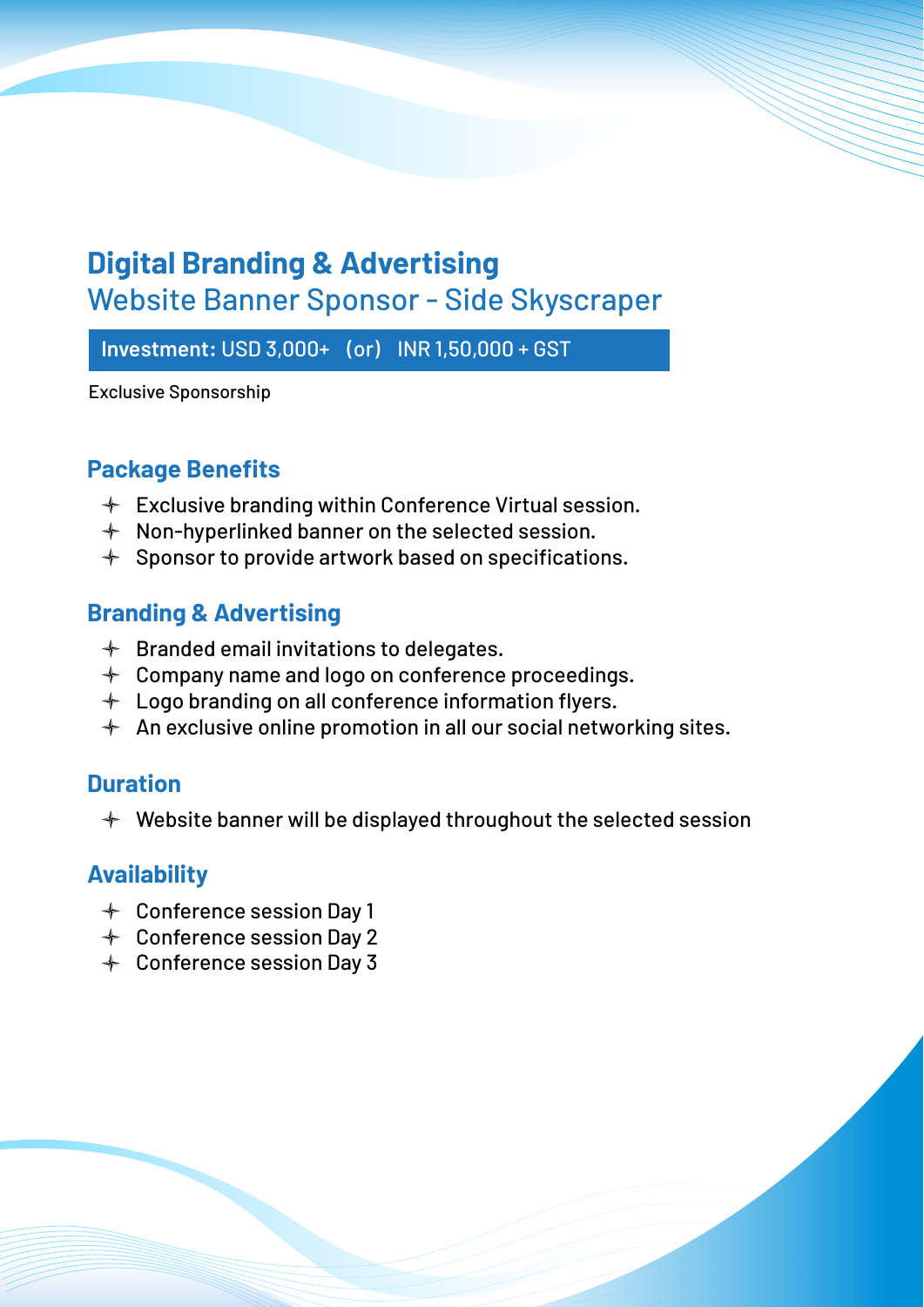# Digital Branding & Advertising

## Website Banner Sponsor - Side Skyscraper

**Investment:** USD 3,000+ (or) INR 1,50,000 + GST

Exclusive Sponsorship

### Package Benefits

- Exclusive branding within Conference Virtual session.
- Non-hyperlinked banner on the selected session.
- Sponsor to provide artwork based on specifications.

### Branding & Advertising

- Branded email invitations to delegates.
- Company name and logo on conference proceedings.
- Logo branding on all conference information flyers.
- An exclusive online promotion in all our social networking sites.

### Duration

- Website banner will be displayed throughout the selected session

### Availability

- Conference session Day 1
- Conference session Day 2
- Conference session Day 3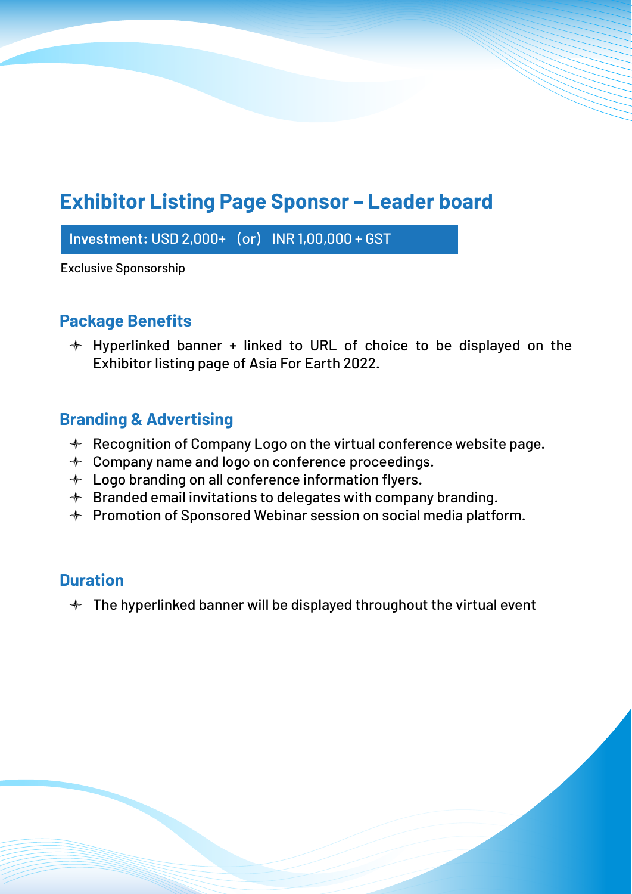## Exhibitor Listing Page Sponsor – Leader board

**Investment:** USD 2,000+ (or) INR 1,00,000 + GST

Exclusive Sponsorship

### Package Benefits

- Hyperlinked banner + linked to URL of choice to be displayed on the Exhibitor listing page of Asia For Earth 2022.

### Branding & Advertising

- Recognition of Company Logo on the virtual conference website page.
- Company name and logo on conference proceedings.
- Logo branding on all conference information flyers.
- Branded email invitations to delegates with company branding.
- Promotion of Sponsored Webinar session on social media platform.

### Duration

- The hyperlinked banner will be displayed throughout the virtual event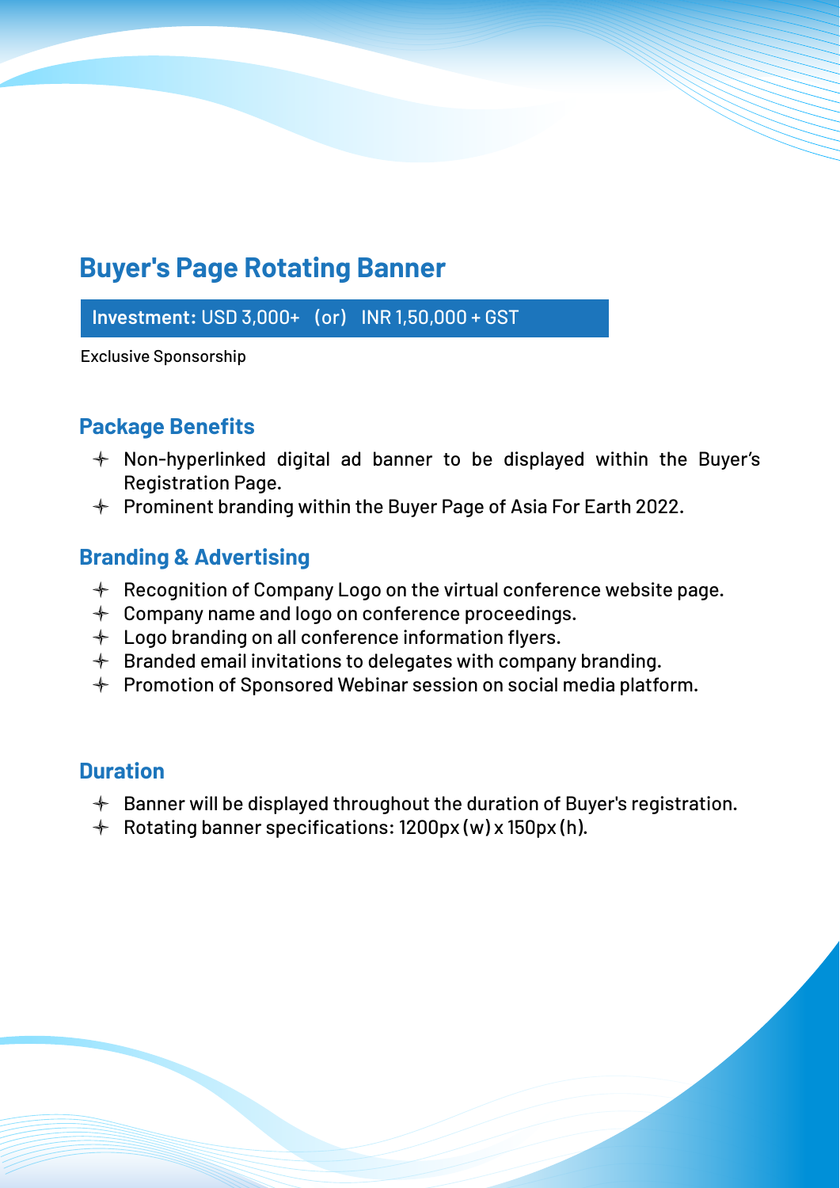# Buyer's Page Rotating Banner

**Investment:** USD 3,000+ (or) INR 1,50,000 + GST

Exclusive Sponsorship

## Package Benefits

- Non-hyperlinked digital ad banner to be displayed within the Buyer's Registration Page.
- Prominent branding within the Buyer Page of Asia For Earth 2022.

## Branding & Advertising

- Recognition of Company Logo on the virtual conference website page.
- Company name and logo on conference proceedings.
- Logo branding on all conference information flyers.
- Branded email invitations to delegates with company branding.
- Promotion of Sponsored Webinar session on social media platform.

## Duration

- Banner will be displayed throughout the duration of Buyer's registration.
- Rotating banner specifications: 1200px (w) x 150px (h).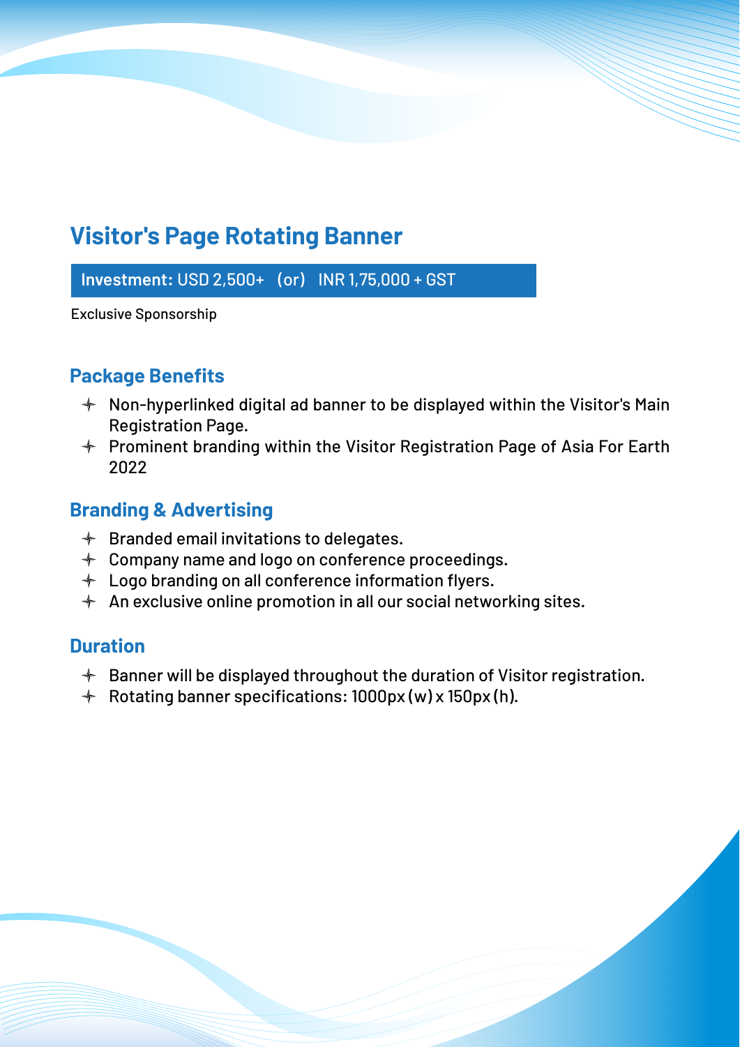## Visitor's Page Rotating Banner

**Investment:** USD 2,500+ (or) INR 1,75,000 + GST

Exclusive Sponsorship

### Package Benefits

- Non-hyperlinked digital ad banner to be displayed within the Visitor's Main Registration Page.
- Prominent branding within the Visitor Registration Page of Asia For Earth 2022

### Branding & Advertising

- Branded email invitations to delegates.
- Company name and logo on conference proceedings.
- Logo branding on all conference information flyers.
- An exclusive online promotion in all our social networking sites.

### Duration

- Banner will be displayed throughout the duration of Visitor registration.
- Rotating banner specifications: 1000px (w) x 150px (h).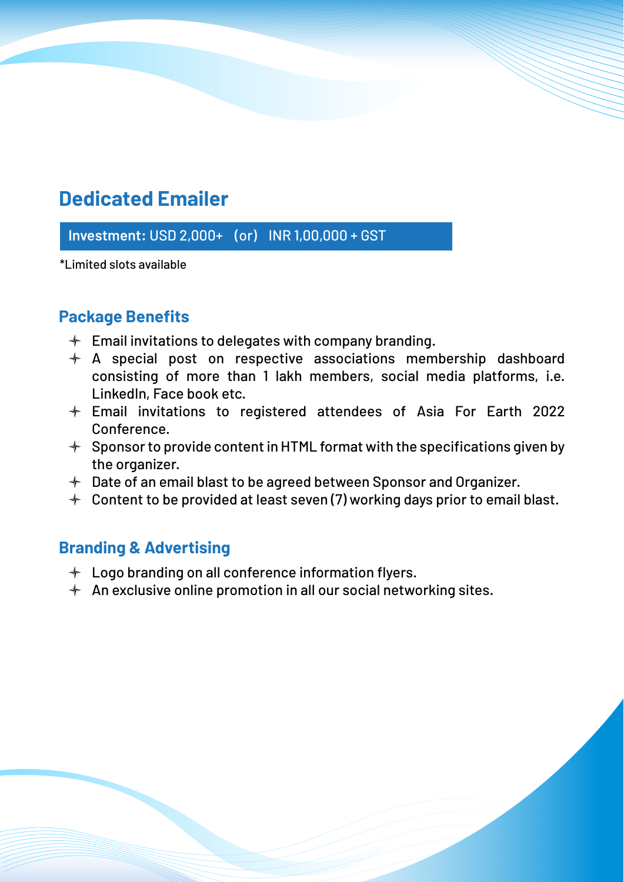## Dedicated Emailer

**Investment:** USD 2,000+ (or) INR 1,00,000 + GST

*Limited slots available

### Package Benefits

- Email invitations to delegates with company branding.
- A special post on respective associations membership dashboard consisting of more than 1 lakh members, social media platforms, i.e. LinkedIn, Face book etc.
- Email invitations to registered attendees of Asia For Earth 2022 Conference.
- Sponsor to provide content in HTML format with the specifications given by the organizer.
- Date of an email blast to be agreed between Sponsor and Organizer.
- Content to be provided at least seven (7) working days prior to email blast.

### Branding & Advertising

- Logo branding on all conference information flyers.
- An exclusive online promotion in all our social networking sites.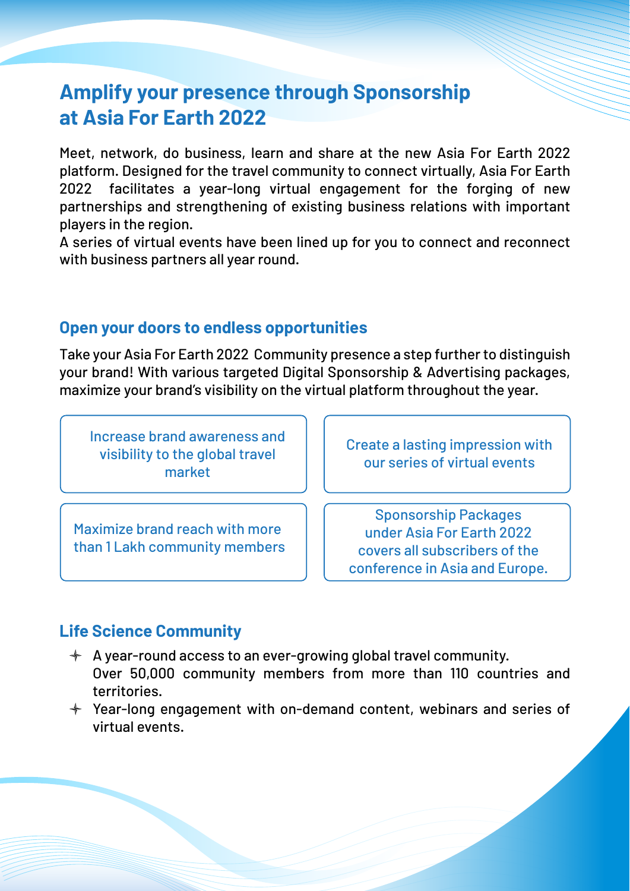# Amplify your presence through Sponsorship at Asia For Earth 2022

Meet, network, do business, learn and share at the new Asia For Earth 2022 platform. Designed for the travel community to connect virtually, Asia For Earth 2022 facilitates a year-long virtual engagement for the forging of new partnerships and strengthening of existing business relations with important players in the region.

A series of virtual events have been lined up for you to connect and reconnect with business partners all year round.

## Open your doors to endless opportunities

Take your Asia For Earth 2022 Community presence a step further to distinguish your brand! With various targeted Digital Sponsorship & Advertising packages, maximize your brand's visibility on the virtual platform throughout the year.

- Increase brand awareness and visibility to the global travel market
- Create a lasting impression with our series of virtual events
- Maximize brand reach with more than 1 Lakh community members
- Sponsorship Packages under Asia For Earth 2022 covers all subscribers of the conference in Asia and Europe.

## Life Science Community

- A year-round access to an ever-growing global travel community. Over 50,000 community members from more than 110 countries and territories.
- Year-long engagement with on-demand content, webinars and series of virtual events.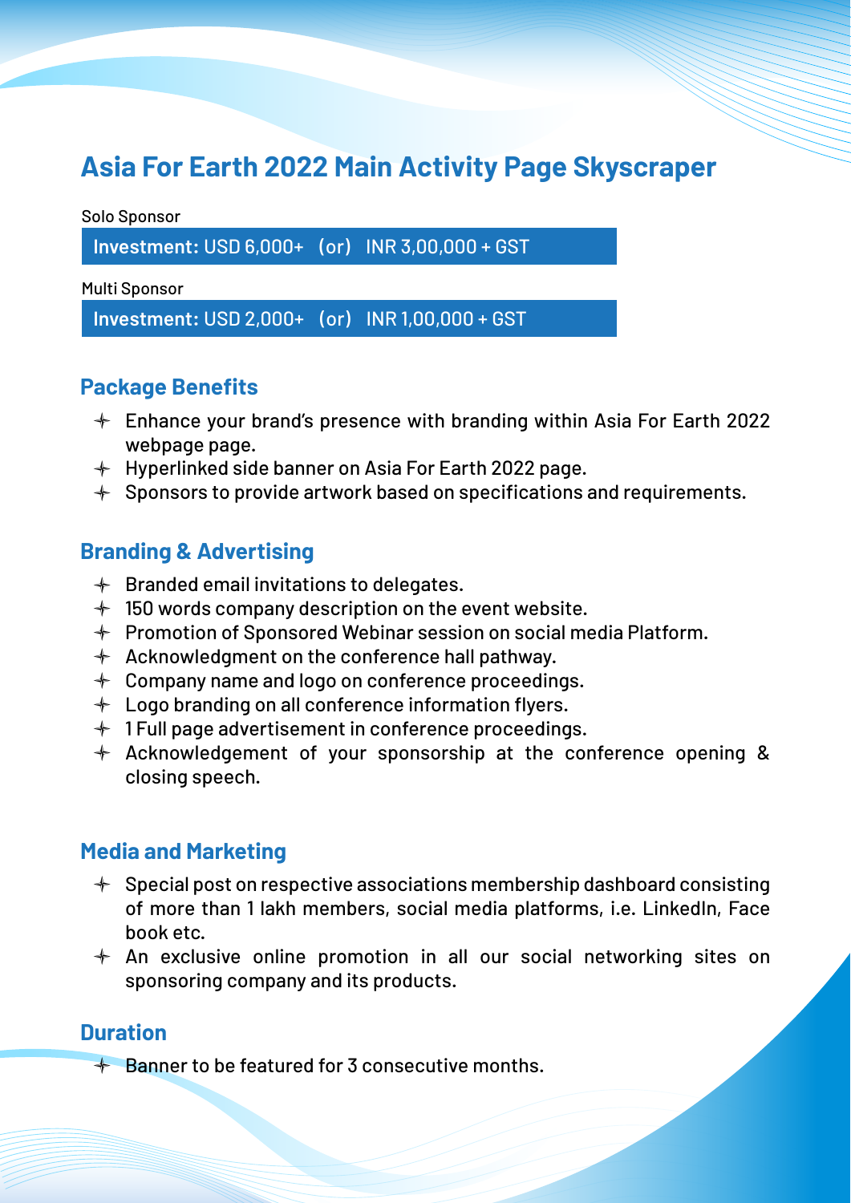# Asia For Earth 2022 Main Activity Page Skyscraper

Solo Sponsor

**Investment:** USD 6,000+ (or) INR 3,00,000 + GST

Multi Sponsor

**Investment:** USD 2,000+ (or) INR 1,00,000 + GST

## Package Benefits

- Enhance your brand's presence with branding within Asia For Earth 2022 webpage page.
- Hyperlinked side banner on Asia For Earth 2022 page.
- Sponsors to provide artwork based on specifications and requirements.

## Branding & Advertising

- Branded email invitations to delegates.
- 150 words company description on the event website.
- Promotion of Sponsored Webinar session on social media Platform.
- Acknowledgment on the conference hall pathway.
- Company name and logo on conference proceedings.
- Logo branding on all conference information flyers.
- 1 Full page advertisement in conference proceedings.
- Acknowledgement of your sponsorship at the conference opening & closing speech.

## Media and Marketing

- Special post on respective associations membership dashboard consisting of more than 1 lakh members, social media platforms, i.e. LinkedIn, Face book etc.
- An exclusive online promotion in all our social networking sites on sponsoring company and its products.

## Duration

- Banner to be featured for 3 consecutive months.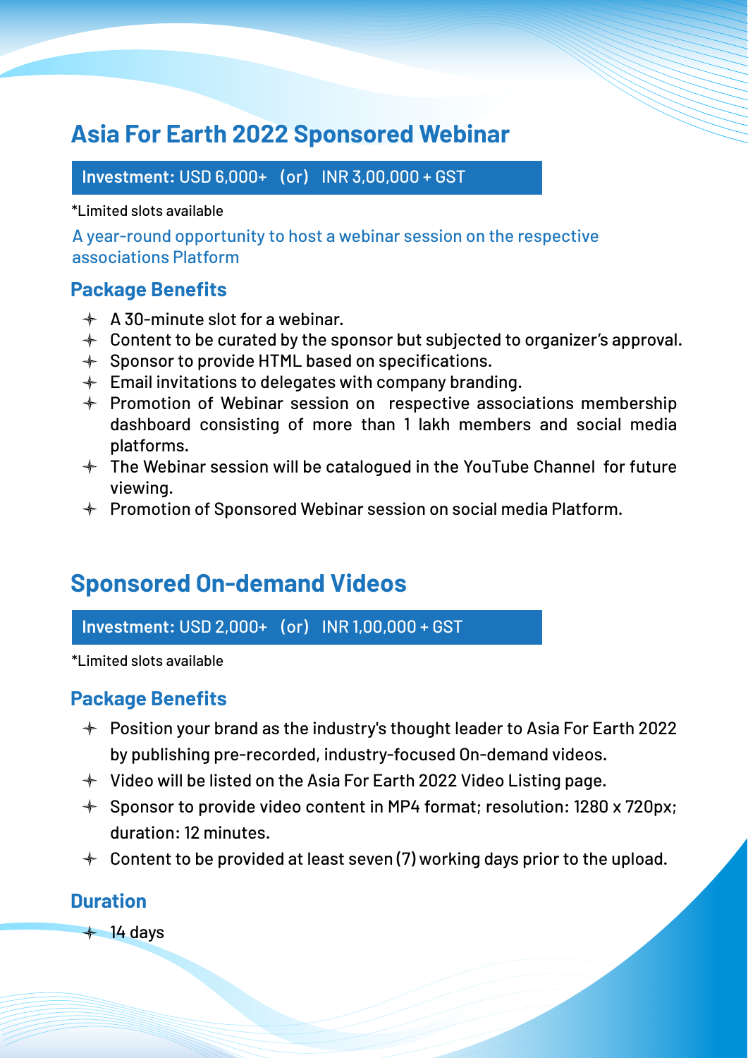## Asia For Earth 2022 Sponsored Webinar

**Investment:** USD 6,000+ (or) INR 3,00,000 + GST

*Limited slots available

A year-round opportunity to host a webinar session on the respective associations Platform

### Package Benefits

- A 30-minute slot for a webinar.
- Content to be curated by the sponsor but subjected to organizer's approval.
- Sponsor to provide HTML based on specifications.
- Email invitations to delegates with company branding.
- Promotion of Webinar session on respective associations membership dashboard consisting of more than 1 lakh members and social media platforms.
- The Webinar session will be catalogued in the YouTube Channel for future viewing.
- Promotion of Sponsored Webinar session on social media Platform.

## Sponsored On-demand Videos

**Investment:** USD 2,000+ (or) INR 1,00,000 + GST

*Limited slots available

### Package Benefits

- Position your brand as the industry's thought leader to Asia For Earth 2022 by publishing pre-recorded, industry-focused On-demand videos.
- Video will be listed on the Asia For Earth 2022 Video Listing page.
- Sponsor to provide video content in MP4 format; resolution: 1280 x 720px; duration: 12 minutes.
- Content to be provided at least seven (7) working days prior to the upload.

### Duration

- 14 days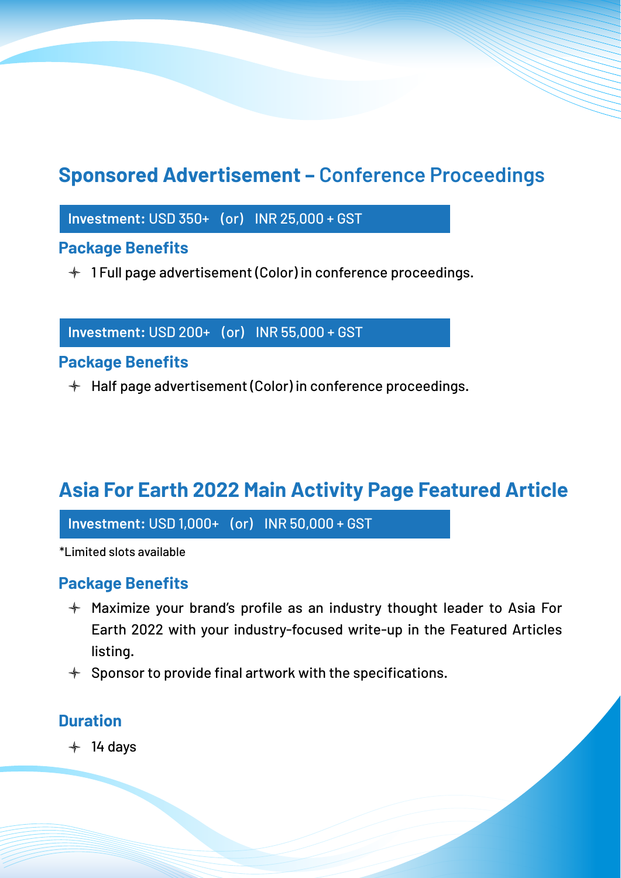## Sponsored Advertisement – Conference Proceedings

**Investment:** USD 350+ (or) INR 25,000 + GST

### Package Benefits

- 1 Full page advertisement (Color) in conference proceedings.

**Investment:** USD 200+ (or) INR 55,000 + GST

### Package Benefits

- Half page advertisement (Color) in conference proceedings.

## Asia For Earth 2022 Main Activity Page Featured Article

**Investment:** USD 1,000+ (or) INR 50,000 + GST

*Limited slots available

### Package Benefits

- Maximize your brand's profile as an industry thought leader to Asia For Earth 2022 with your industry-focused write-up in the Featured Articles listing.
- Sponsor to provide final artwork with the specifications.

### Duration

- 14 days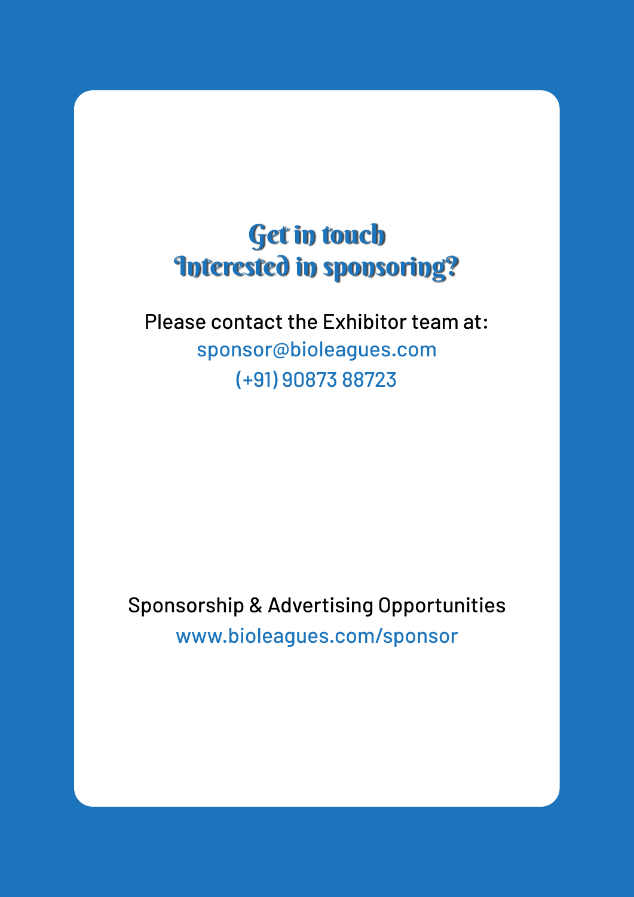## Get in touch
## Interested in sponsoring?

Please contact the Exhibitor team at:
sponsor@bioleagues.com
(+91) 90873 88723

Sponsorship & Advertising Opportunities
www.bioleagues.com/sponsor